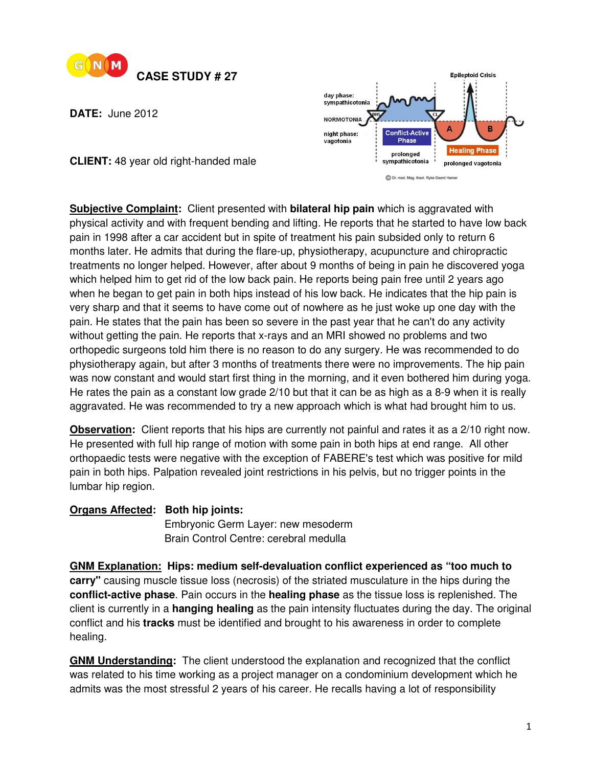# CASE STUDY # 27

**DATE:** June 2012

**CLIENT:** 48 year old right-handed male

**Subjective Complaint:** Client presented with **bilateral hip pain** which is aggravated with physical activity and with frequent bending and lifting. He reports that he started to have low back pain in 1998 after a car accident but in spite of treatment his pain subsided only to return 6 months later. He admits that during the flare-up, physiotherapy, acupuncture and chiropractic treatments no longer helped. However, after about 9 months of being in pain he discovered yoga which helped him to get rid of the low back pain. He reports being pain free until 2 years ago when he began to get pain in both hips instead of his low back. He indicates that the hip pain is very sharp and that it seems to have come out of nowhere as he just woke up one day with the pain. He states that the pain has been so severe in the past year that he can't do any activity without getting the pain. He reports that x-rays and an MRI showed no problems and two orthopedic surgeons told him there is no reason to do any surgery. He was recommended to do physiotherapy again, but after 3 months of treatments there were no improvements. The hip pain was now constant and would start first thing in the morning, and it even bothered him during yoga. He rates the pain as a constant low grade 2/10 but that it can be as high as a 8-9 when it is really aggravated. He was recommended to try a new approach which is what had brought him to us.

**Observation:** Client reports that his hips are currently not painful and rates it as a 2/10 right now. He presented with full hip range of motion with some pain in both hips at end range. All other orthopaedic tests were negative with the exception of FABERE's test which was positive for mild pain in both hips. Palpation revealed joint restrictions in his pelvis, but no trigger points in the lumbar hip region.

**Organs Affected:** **Both hip joints:**
Embryonic Germ Layer: new mesoderm
Brain Control Centre: cerebral medulla

**GNM Explanation:** **Hips: medium self-devaluation conflict experienced as "too much to carry"** causing muscle tissue loss (necrosis) of the striated musculature in the hips during the **conflict-active phase**. Pain occurs in the **healing phase** as the tissue loss is replenished. The client is currently in a **hanging healing** as the pain intensity fluctuates during the day. The original conflict and his **tracks** must be identified and brought to his awareness in order to complete healing.

**GNM Understanding:** The client understood the explanation and recognized that the conflict was related to his time working as a project manager on a condominium development which he admits was the most stressful 2 years of his career. He recalls having a lot of responsibility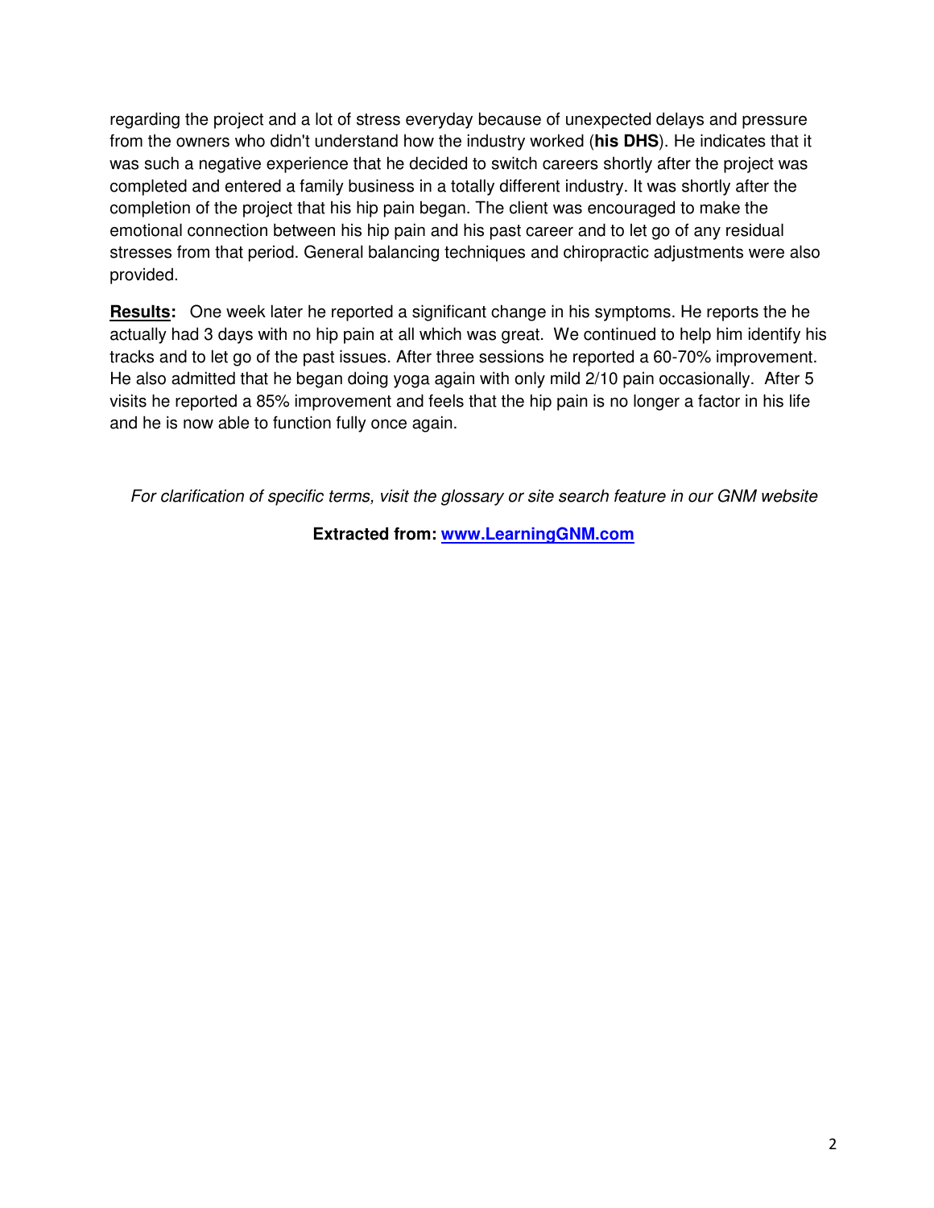regarding the project and a lot of stress everyday because of unexpected delays and pressure from the owners who didn't understand how the industry worked (**his DHS**). He indicates that it was such a negative experience that he decided to switch careers shortly after the project was completed and entered a family business in a totally different industry. It was shortly after the completion of the project that his hip pain began. The client was encouraged to make the emotional connection between his hip pain and his past career and to let go of any residual stresses from that period. General balancing techniques and chiropractic adjustments were also provided.

**Results:** One week later he reported a significant change in his symptoms. He reports the he actually had 3 days with no hip pain at all which was great. We continued to help him identify his tracks and to let go of the past issues. After three sessions he reported a 60-70% improvement. He also admitted that he began doing yoga again with only mild 2/10 pain occasionally. After 5 visits he reported a 85% improvement and feels that the hip pain is no longer a factor in his life and he is now able to function fully once again.

*For clarification of specific terms, visit the glossary or site search feature in our GNM website*

**Extracted from: [www.LearningGNM.com](http://www.LearningGNM.com)**